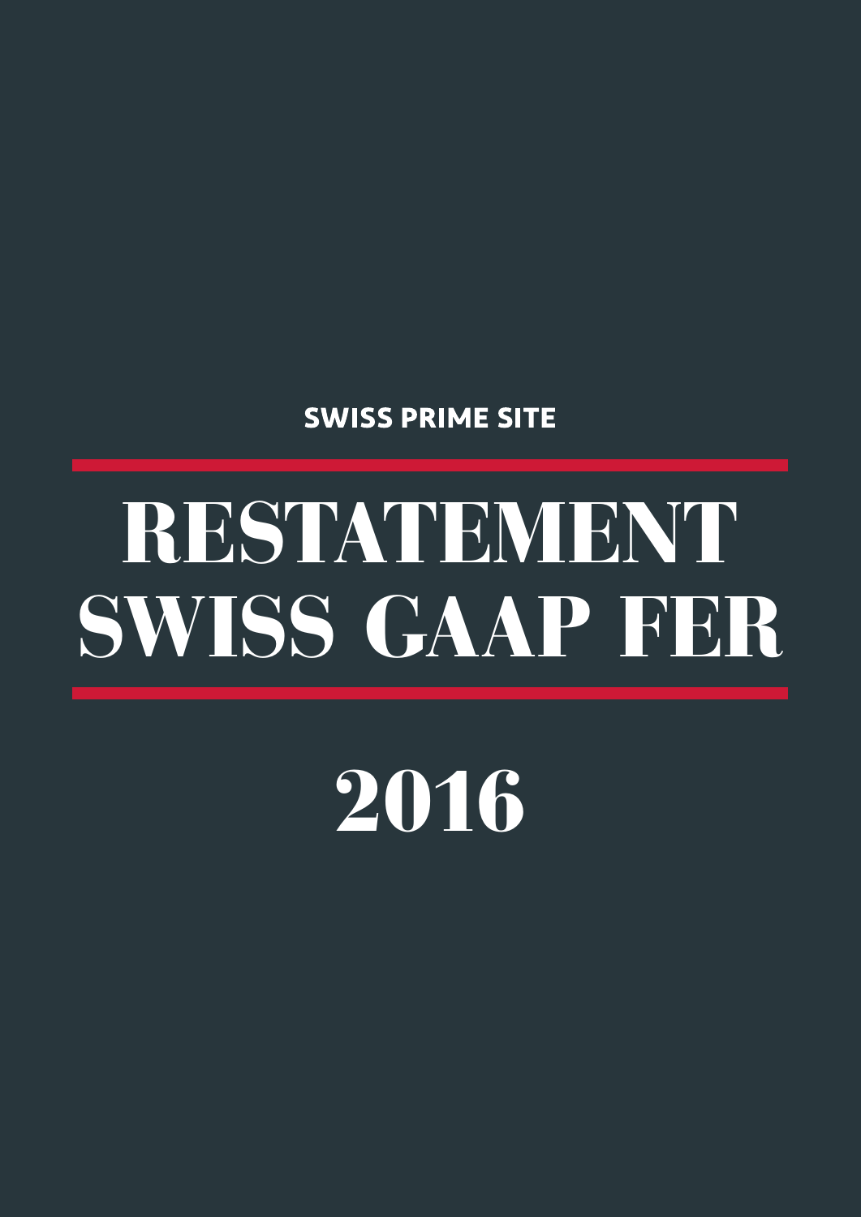SWISS PRIME SITE

# RESTATEMENT SWISS GAAP FER

# 2016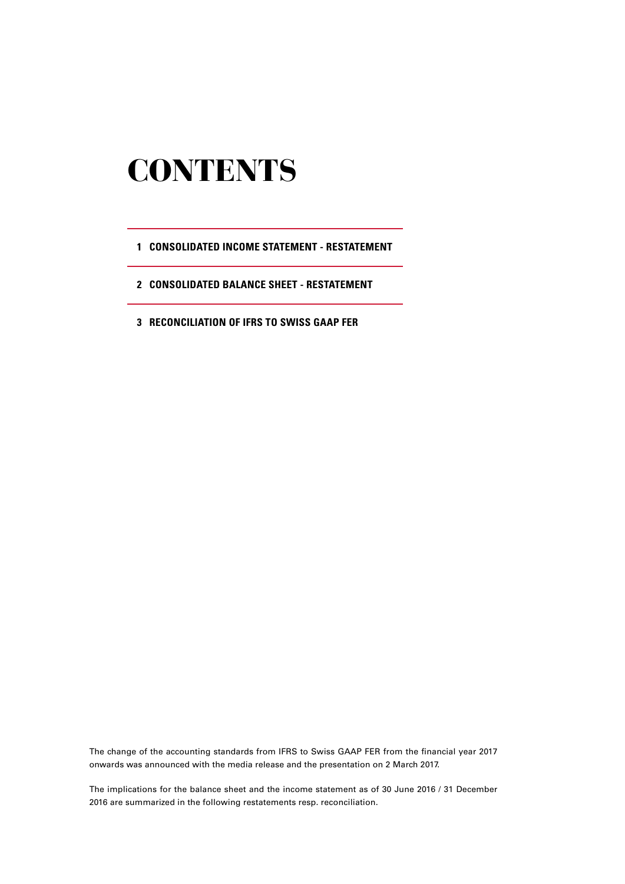# CONTENTS

1 **CONSOLIDATED INCOME STATEMENT - RESTATEMENT**

2 **CONSOLIDATED BALANCE SHEET - RESTATEMENT**

3 **RECONCILIATION OF IFRS TO SWISS GAAP FER**

The change of the accounting standards from IFRS to Swiss GAAP FER from the financial year 2017 onwards was announced with the media release and the presentation on 2 March 2017.

The implications for the balance sheet and the income statement as of 30 June 2016 / 31 December 2016 are summarized in the following restatements resp. reconciliation.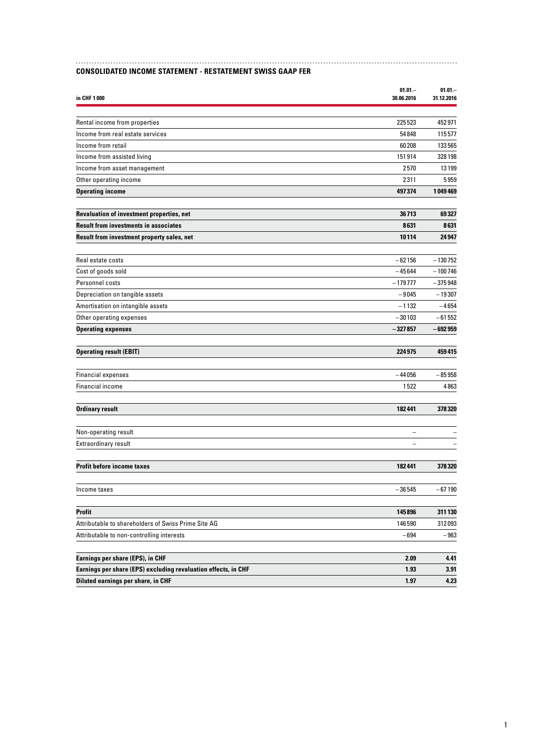### CONSOLIDATED INCOME STATEMENT - RESTATEMENT SWISS GAAP FER

| in CHF 1 000 | 01.01.– 30.06.2016 | 01.01.– 31.12.2016 |
|---|---|---|
| Rental income from properties | 225 523 | 452 971 |
| Income from real estate services | 54 848 | 115 577 |
| Income from retail | 60 208 | 133 565 |
| Income from assisted living | 151 914 | 328 198 |
| Income from asset management | 2 570 | 13 199 |
| Other operating income | 2 311 | 5 959 |
| **Operating income** | **497 374** | **1 049 469** |
| **Revaluation of investment properties, net** | **36 713** | **69 327** |
| **Result from investments in associates** | **8 631** | **8 631** |
| **Result from investment property sales, net** | **10 114** | **24 947** |
| Real estate costs | –62 156 | –130 752 |
| Cost of goods sold | –45 644 | –100 746 |
| Personnel costs | –179 777 | –375 948 |
| Depreciation on tangible assets | –9 045 | –19 307 |
| Amortisation on intangible assets | –1 132 | –4 654 |
| Other operating expenses | –30 103 | –61 552 |
| **Operating expenses** | **–327 857** | **–692 959** |
| **Operating result (EBIT)** | **224 975** | **459 415** |
| Financial expenses | –44 056 | –85 958 |
| Financial income | 1 522 | 4 863 |
| **Ordinary result** | **182 441** | **378 320** |
| Non-operating result | – | – |
| Extraordinary result | – | – |
| **Profit before income taxes** | **182 441** | **378 320** |
| Income taxes | –36 545 | –67 190 |
| **Profit** | **145 896** | **311 130** |
| Attributable to shareholders of Swiss Prime Site AG | 146 590 | 312 093 |
| Attributable to non-controlling interests | –694 | –963 |
| **Earnings per share (EPS), in CHF** | **2.09** | **4.41** |
| **Earnings per share (EPS) excluding revaluation effects, in CHF** | **1.93** | **3.91** |
| **Diluted earnings per share, in CHF** | **1.97** | **4.23** |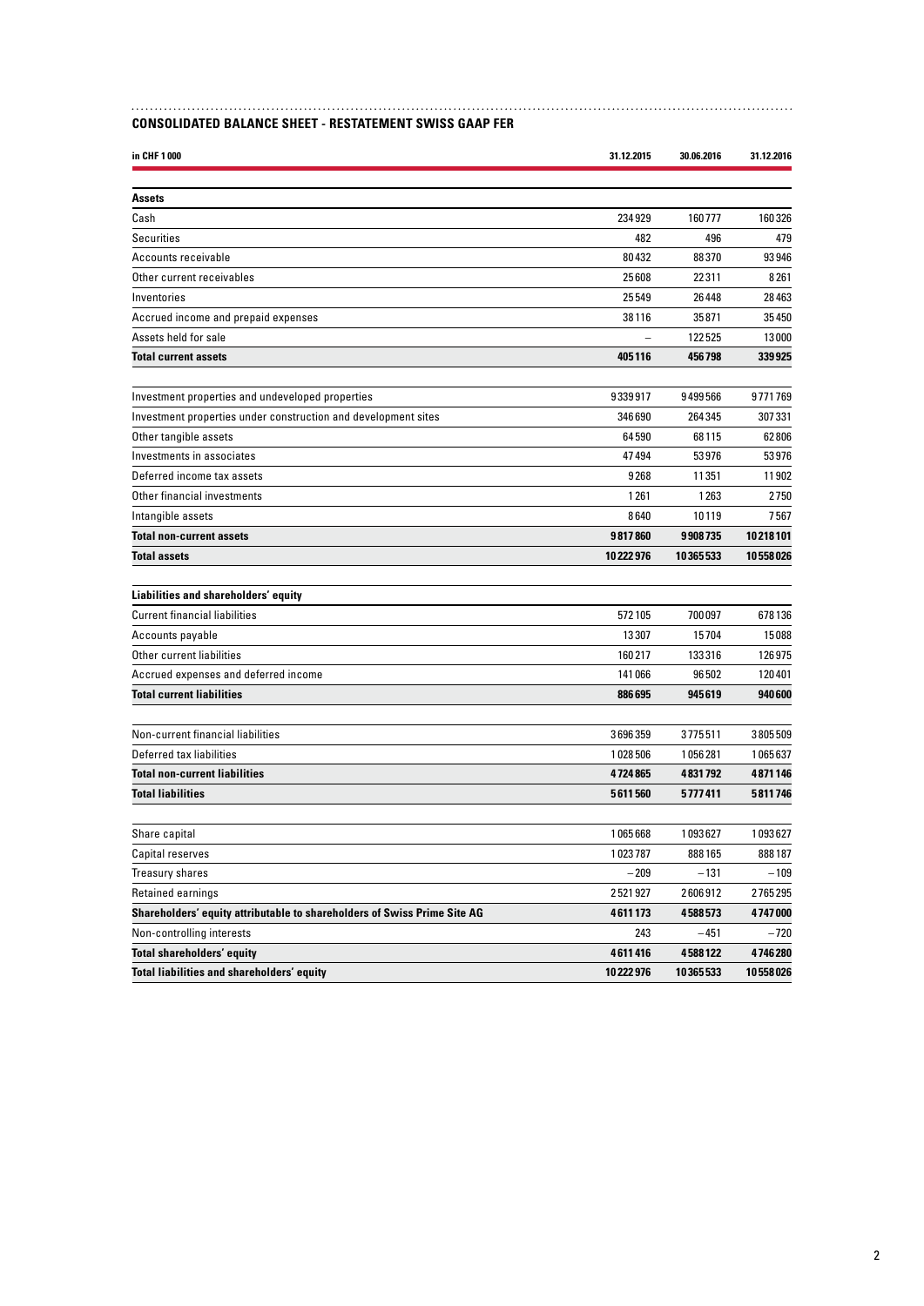## CONSOLIDATED BALANCE SHEET - RESTATEMENT SWISS GAAP FER

| in CHF 1 000 | 31.12.2015 | 30.06.2016 | 31.12.2016 |
|---|---|---|---|
| **Assets** | | | |
| Cash | 234 929 | 160 777 | 160 326 |
| Securities | 482 | 496 | 479 |
| Accounts receivable | 80 432 | 88 370 | 93 946 |
| Other current receivables | 25 608 | 22 311 | 8 261 |
| Inventories | 25 549 | 26 448 | 28 463 |
| Accrued income and prepaid expenses | 38 116 | 35 871 | 35 450 |
| Assets held for sale | – | 122 525 | 13 000 |
| **Total current assets** | **405 116** | **456 798** | **339 925** |
| Investment properties and undeveloped properties | 9 339 917 | 9 499 566 | 9 771 769 |
| Investment properties under construction and development sites | 346 690 | 264 345 | 307 331 |
| Other tangible assets | 64 590 | 68 115 | 62 806 |
| Investments in associates | 47 494 | 53 976 | 53 976 |
| Deferred income tax assets | 9 268 | 11 351 | 11 902 |
| Other financial investments | 1 261 | 1 263 | 2 750 |
| Intangible assets | 8 640 | 10 119 | 7 567 |
| **Total non-current assets** | **9 817 860** | **9 908 735** | **10 218 101** |
| **Total assets** | **10 222 976** | **10 365 533** | **10 558 026** |
| **Liabilities and shareholders' equity** | | | |
| Current financial liabilities | 572 105 | 700 097 | 678 136 |
| Accounts payable | 13 307 | 15 704 | 15 088 |
| Other current liabilities | 160 217 | 133 316 | 126 975 |
| Accrued expenses and deferred income | 141 066 | 96 502 | 120 401 |
| **Total current liabilities** | **886 695** | **945 619** | **940 600** |
| Non-current financial liabilities | 3 696 359 | 3 775 511 | 3 805 509 |
| Deferred tax liabilities | 1 028 506 | 1 056 281 | 1 065 637 |
| **Total non-current liabilities** | **4 724 865** | **4 831 792** | **4 871 146** |
| **Total liabilities** | **5 611 560** | **5 777 411** | **5 811 746** |
| Share capital | 1 065 668 | 1 093 627 | 1 093 627 |
| Capital reserves | 1 023 787 | 888 165 | 888 187 |
| Treasury shares | –209 | –131 | –109 |
| Retained earnings | 2 521 927 | 2 606 912 | 2 765 295 |
| **Shareholders' equity attributable to shareholders of Swiss Prime Site AG** | **4 611 173** | **4 588 573** | **4 747 000** |
| Non-controlling interests | 243 | –451 | –720 |
| **Total shareholders' equity** | **4 611 416** | **4 588 122** | **4 746 280** |
| **Total liabilities and shareholders' equity** | **10 222 976** | **10 365 533** | **10 558 026** |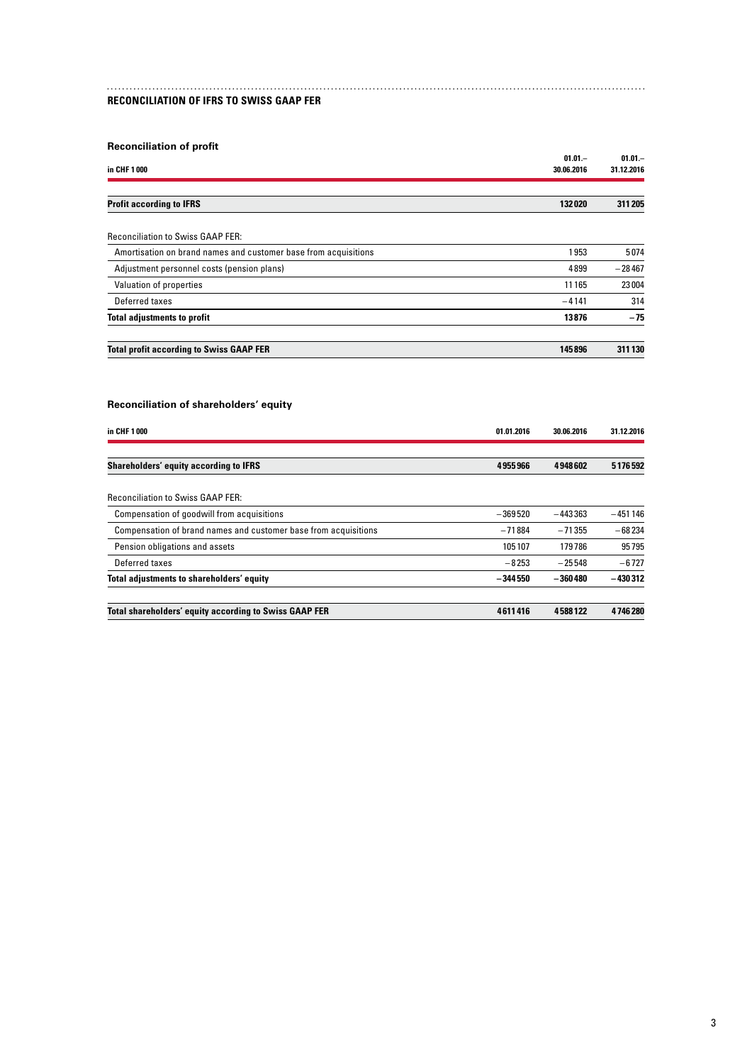## RECONCILIATION OF IFRS TO SWISS GAAP FER

### Reconciliation of profit

| in CHF 1 000 | 01.01.–30.06.2016 | 01.01.–31.12.2016 |
|---|---|---|
| **Profit according to IFRS** | **132 020** | **311 205** |
| Reconciliation to Swiss GAAP FER: | | |
| Amortisation on brand names and customer base from acquisitions | 1 953 | 5 074 |
| Adjustment personnel costs (pension plans) | 4 899 | –28 467 |
| Valuation of properties | 11 165 | 23 004 |
| Deferred taxes | –4 141 | 314 |
| **Total adjustments to profit** | **13 876** | **–75** |
| **Total profit according to Swiss GAAP FER** | **145 896** | **311 130** |

### Reconciliation of shareholders' equity

| in CHF 1 000 | 01.01.2016 | 30.06.2016 | 31.12.2016 |
|---|---|---|---|
| **Shareholders' equity according to IFRS** | **4 955 966** | **4 948 602** | **5 176 592** |
| Reconciliation to Swiss GAAP FER: | | | |
| Compensation of goodwill from acquisitions | –369 520 | –443 363 | –451 146 |
| Compensation of brand names and customer base from acquisitions | –71 884 | –71 355 | –68 234 |
| Pension obligations and assets | 105 107 | 179 786 | 95 795 |
| Deferred taxes | –8 253 | –25 548 | –6 727 |
| **Total adjustments to shareholders' equity** | **–344 550** | **–360 480** | **–430 312** |
| **Total shareholders' equity according to Swiss GAAP FER** | **4 611 416** | **4 588 122** | **4 746 280** |